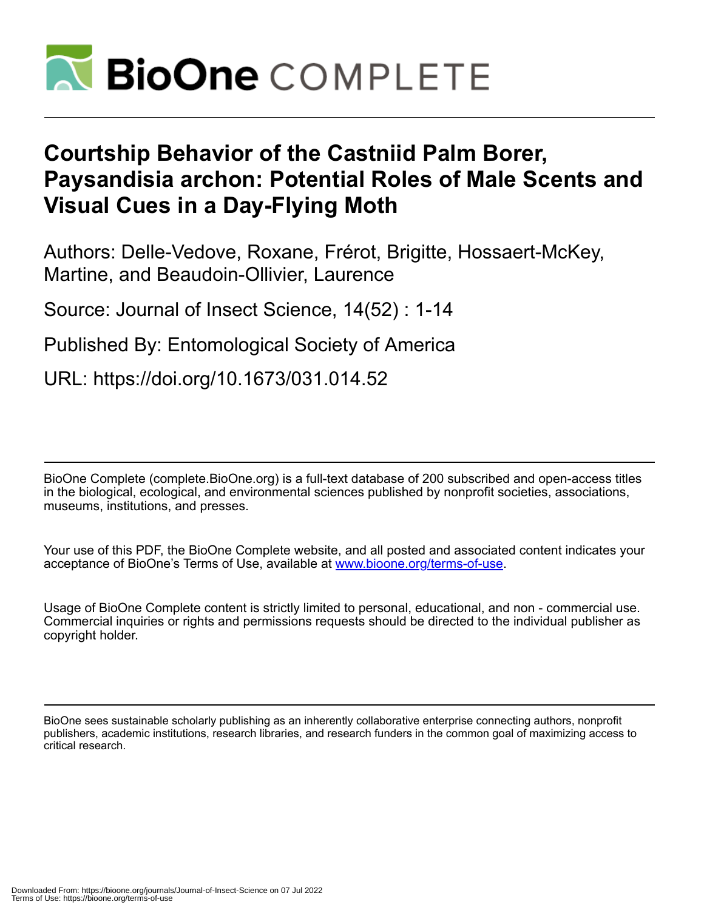# Courtship Behavior of the Castniid Palm Borer, Paysandisia archon: Potential Roles of Male Scents and Visual Cues in a Day-Flying Moth

Authors: Delle-Vedove, Roxane, Frérot, Brigitte, Hossaert-McKey, Martine, and Beaudoin-Ollivier, Laurence

Source: Journal of Insect Science, 14(52) : 1-14

Published By: Entomological Society of America

URL: https://doi.org/10.1673/031.014.52

BioOne Complete (complete.BioOne.org) is a full-text database of 200 subscribed and open-access titles in the biological, ecological, and environmental sciences published by nonprofit societies, associations, museums, institutions, and presses.

Your use of this PDF, the BioOne Complete website, and all posted and associated content indicates your acceptance of BioOne's Terms of Use, available at www.bioone.org/terms-of-use.

Usage of BioOne Complete content is strictly limited to personal, educational, and non - commercial use. Commercial inquiries or rights and permissions requests should be directed to the individual publisher as copyright holder.

BioOne sees sustainable scholarly publishing as an inherently collaborative enterprise connecting authors, nonprofit publishers, academic institutions, research libraries, and research funders in the common goal of maximizing access to critical research.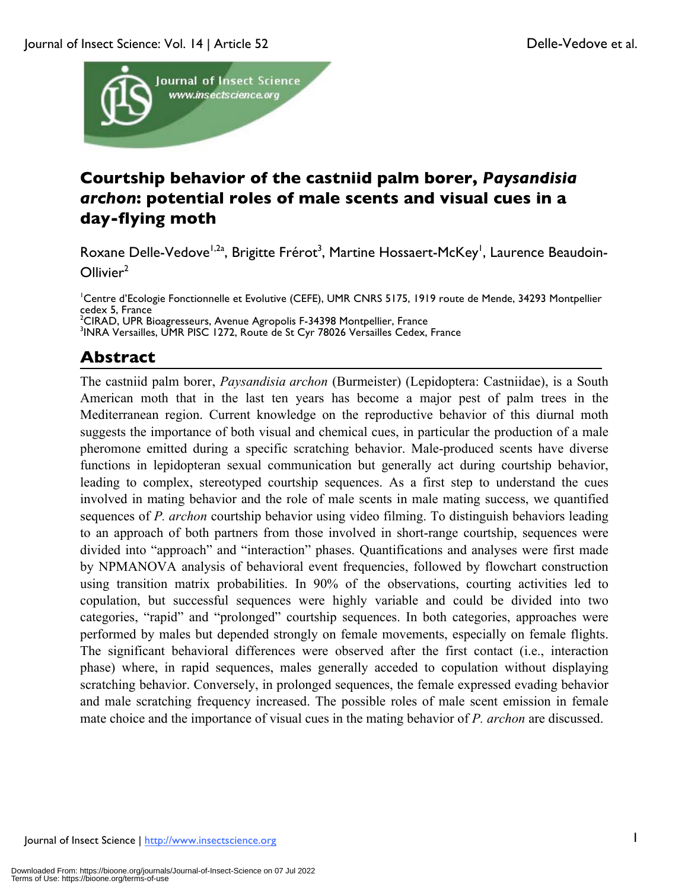# Courtship behavior of the castniid palm borer, *Paysandisia archon*: potential roles of male scents and visual cues in a day-flying moth

Roxane Delle-Vedove[1,2a], Brigitte Frérot[3], Martine Hossaert-McKey[1], Laurence Beaudoin-Ollivier[2]

[1]Centre d'Ecologie Fonctionnelle et Evolutive (CEFE), UMR CNRS 5175, 1919 route de Mende, 34293 Montpellier cedex 5, France
[2]CIRAD, UPR Bioagresseurs, Avenue Agropolis F-34398 Montpellier, France
[3]INRA Versailles, UMR PISC 1272, Route de St Cyr 78026 Versailles Cedex, France

## Abstract

The castniid palm borer, *Paysandisia archon* (Burmeister) (Lepidoptera: Castniidae), is a South American moth that in the last ten years has become a major pest of palm trees in the Mediterranean region. Current knowledge on the reproductive behavior of this diurnal moth suggests the importance of both visual and chemical cues, in particular the production of a male pheromone emitted during a specific scratching behavior. Male-produced scents have diverse functions in lepidopteran sexual communication but generally act during courtship behavior, leading to complex, stereotyped courtship sequences. As a first step to understand the cues involved in mating behavior and the role of male scents in male mating success, we quantified sequences of *P. archon* courtship behavior using video filming. To distinguish behaviors leading to an approach of both partners from those involved in short-range courtship, sequences were divided into "approach" and "interaction" phases. Quantifications and analyses were first made by NPMANOVA analysis of behavioral event frequencies, followed by flowchart construction using transition matrix probabilities. In 90% of the observations, courting activities led to copulation, but successful sequences were highly variable and could be divided into two categories, "rapid" and "prolonged" courtship sequences. In both categories, approaches were performed by males but depended strongly on female movements, especially on female flights. The significant behavioral differences were observed after the first contact (i.e., interaction phase) where, in rapid sequences, males generally acceded to copulation without displaying scratching behavior. Conversely, in prolonged sequences, the female expressed evading behavior and male scratching frequency increased. The possible roles of male scent emission in female mate choice and the importance of visual cues in the mating behavior of *P. archon* are discussed.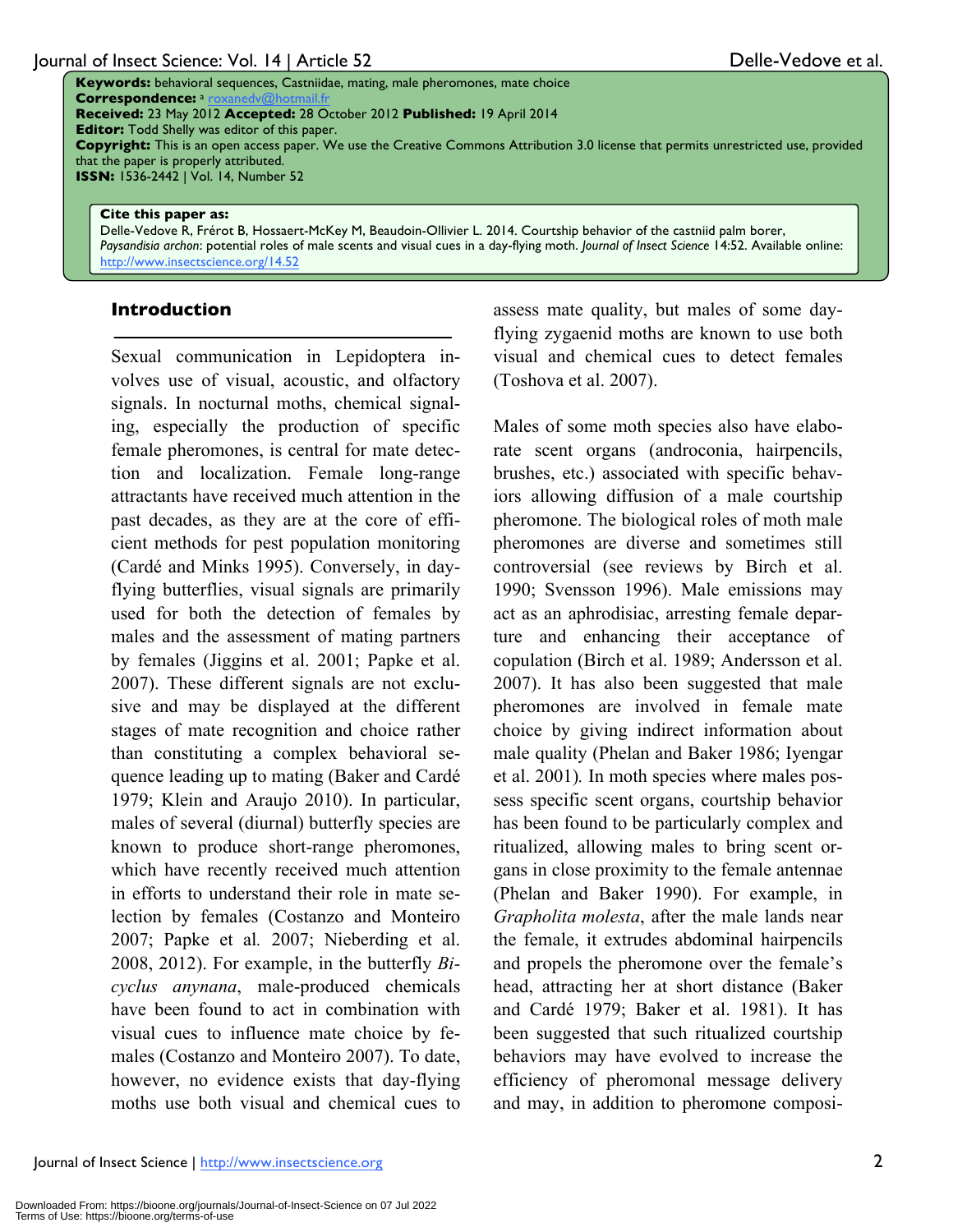**Keywords:** behavioral sequences, Castniidae, mating, male pheromones, mate choice
**Correspondence:** [a] roxanedv@hotmail.fr
**Received:** 23 May 2012 **Accepted:** 28 October 2012 **Published:** 19 April 2014
**Editor:** Todd Shelly was editor of this paper.
**Copyright:** This is an open access paper. We use the Creative Commons Attribution 3.0 license that permits unrestricted use, provided that the paper is properly attributed.
**ISSN:** 1536-2442 | Vol. 14, Number 52

**Cite this paper as:**
Delle-Vedove R, Frérot B, Hossaert-McKey M, Beaudoin-Ollivier L. 2014. Courtship behavior of the castniid palm borer, *Paysandisia archon*: potential roles of male scents and visual cues in a day-flying moth. *Journal of Insect Science* 14:52. Available online: http://www.insectscience.org/14.52

## Introduction

Sexual communication in Lepidoptera involves use of visual, acoustic, and olfactory signals. In nocturnal moths, chemical signaling, especially the production of specific female pheromones, is central for mate detection and localization. Female long-range attractants have received much attention in the past decades, as they are at the core of efficient methods for pest population monitoring (Cardé and Minks 1995). Conversely, in day-flying butterflies, visual signals are primarily used for both the detection of females by males and the assessment of mating partners by females (Jiggins et al. 2001; Papke et al. 2007). These different signals are not exclusive and may be displayed at the different stages of mate recognition and choice rather than constituting a complex behavioral sequence leading up to mating (Baker and Cardé 1979; Klein and Araujo 2010). In particular, males of several (diurnal) butterfly species are known to produce short-range pheromones, which have recently received much attention in efforts to understand their role in mate selection by females (Costanzo and Monteiro 2007; Papke et al. 2007; Nieberding et al. 2008, 2012). For example, in the butterfly *Bicyclus anynana*, male-produced chemicals have been found to act in combination with visual cues to influence mate choice by females (Costanzo and Monteiro 2007). To date, however, no evidence exists that day-flying moths use both visual and chemical cues to assess mate quality, but males of some day-flying zygaenid moths are known to use both visual and chemical cues to detect females (Toshova et al. 2007).

Males of some moth species also have elaborate scent organs (androconia, hairpencils, brushes, etc.) associated with specific behaviors allowing diffusion of a male courtship pheromone. The biological roles of moth male pheromones are diverse and sometimes still controversial (see reviews by Birch et al. 1990; Svensson 1996). Male emissions may act as an aphrodisiac, arresting female departure and enhancing their acceptance of copulation (Birch et al. 1989; Andersson et al. 2007). It has also been suggested that male pheromones are involved in female mate choice by giving indirect information about male quality (Phelan and Baker 1986; Iyengar et al. 2001). In moth species where males possess specific scent organs, courtship behavior has been found to be particularly complex and ritualized, allowing males to bring scent organs in close proximity to the female antennae (Phelan and Baker 1990). For example, in *Grapholita molesta*, after the male lands near the female, it extrudes abdominal hairpencils and propels the pheromone over the female's head, attracting her at short distance (Baker and Cardé 1979; Baker et al. 1981). It has been suggested that such ritualized courtship behaviors may have evolved to increase the efficiency of pheromonal message delivery and may, in addition to pheromone composi-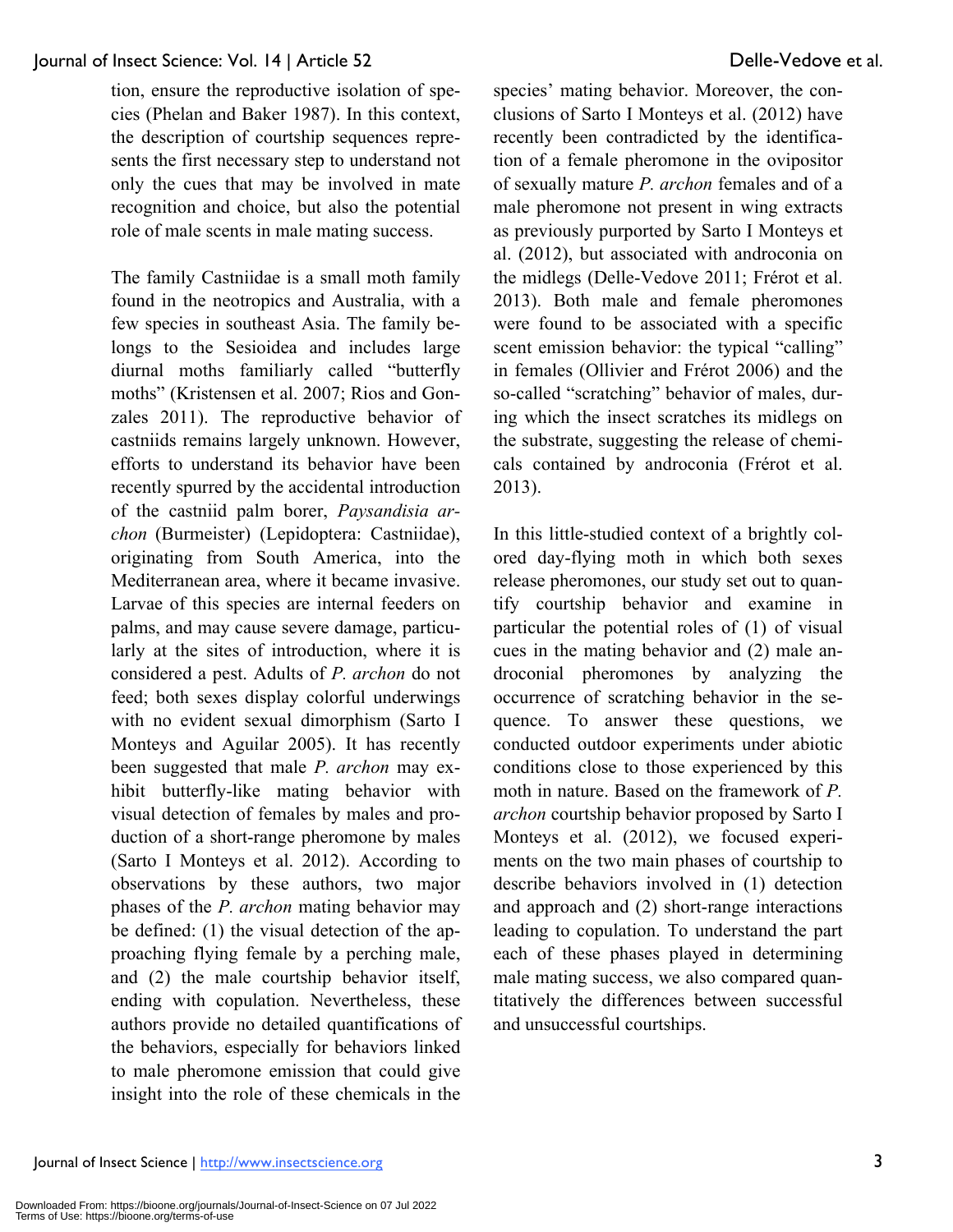tion, ensure the reproductive isolation of species (Phelan and Baker 1987). In this context, the description of courtship sequences represents the first necessary step to understand not only the cues that may be involved in mate recognition and choice, but also the potential role of male scents in male mating success.

The family Castniidae is a small moth family found in the neotropics and Australia, with a few species in southeast Asia. The family belongs to the Sesioidea and includes large diurnal moths familiarly called "butterfly moths" (Kristensen et al. 2007; Rios and Gonzales 2011). The reproductive behavior of castniids remains largely unknown. However, efforts to understand its behavior have been recently spurred by the accidental introduction of the castniid palm borer, *Paysandisia archon* (Burmeister) (Lepidoptera: Castniidae), originating from South America, into the Mediterranean area, where it became invasive. Larvae of this species are internal feeders on palms, and may cause severe damage, particularly at the sites of introduction, where it is considered a pest. Adults of *P. archon* do not feed; both sexes display colorful underwings with no evident sexual dimorphism (Sarto I Monteys and Aguilar 2005). It has recently been suggested that male *P. archon* may exhibit butterfly-like mating behavior with visual detection of females by males and production of a short-range pheromone by males (Sarto I Monteys et al. 2012). According to observations by these authors, two major phases of the *P. archon* mating behavior may be defined: (1) the visual detection of the approaching flying female by a perching male, and (2) the male courtship behavior itself, ending with copulation. Nevertheless, these authors provide no detailed quantifications of the behaviors, especially for behaviors linked to male pheromone emission that could give insight into the role of these chemicals in the species' mating behavior. Moreover, the conclusions of Sarto I Monteys et al. (2012) have recently been contradicted by the identification of a female pheromone in the ovipositor of sexually mature *P. archon* females and of a male pheromone not present in wing extracts as previously purported by Sarto I Monteys et al. (2012), but associated with androconia on the midlegs (Delle-Vedove 2011; Frérot et al. 2013). Both male and female pheromones were found to be associated with a specific scent emission behavior: the typical "calling" in females (Ollivier and Frérot 2006) and the so-called "scratching" behavior of males, during which the insect scratches its midlegs on the substrate, suggesting the release of chemicals contained by androconia (Frérot et al. 2013).

In this little-studied context of a brightly colored day-flying moth in which both sexes release pheromones, our study set out to quantify courtship behavior and examine in particular the potential roles of (1) of visual cues in the mating behavior and (2) male androconial pheromones by analyzing the occurrence of scratching behavior in the sequence. To answer these questions, we conducted outdoor experiments under abiotic conditions close to those experienced by this moth in nature. Based on the framework of *P. archon* courtship behavior proposed by Sarto I Monteys et al. (2012), we focused experiments on the two main phases of courtship to describe behaviors involved in (1) detection and approach and (2) short-range interactions leading to copulation. To understand the part each of these phases played in determining male mating success, we also compared quantitatively the differences between successful and unsuccessful courtships.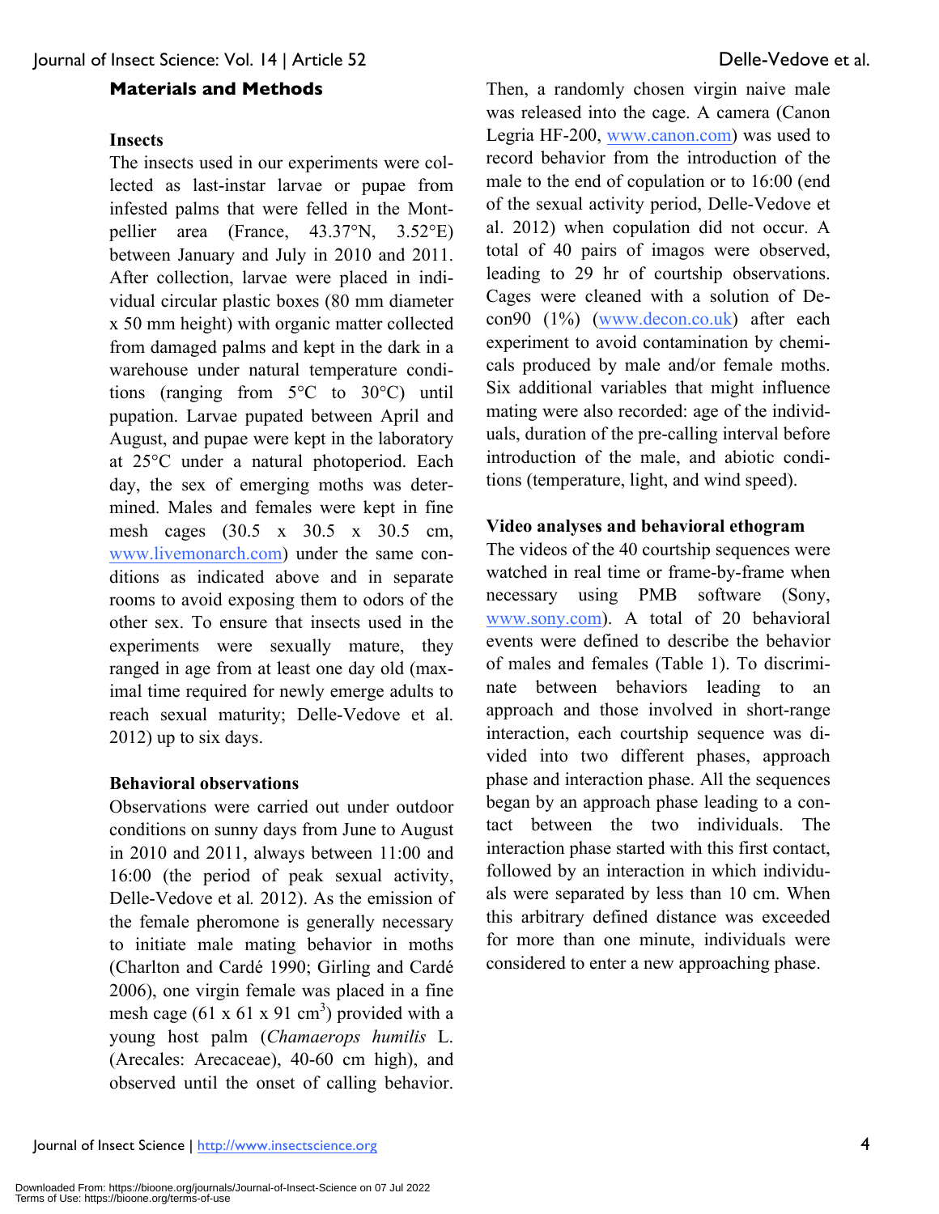## Materials and Methods

### Insects

The insects used in our experiments were collected as last-instar larvae or pupae from infested palms that were felled in the Montpellier area (France, 43.37°N, 3.52°E) between January and July in 2010 and 2011. After collection, larvae were placed in individual circular plastic boxes (80 mm diameter x 50 mm height) with organic matter collected from damaged palms and kept in the dark in a warehouse under natural temperature conditions (ranging from 5°C to 30°C) until pupation. Larvae pupated between April and August, and pupae were kept in the laboratory at 25°C under a natural photoperiod. Each day, the sex of emerging moths was determined. Males and females were kept in fine mesh cages (30.5 x 30.5 x 30.5 cm, www.livemonarch.com) under the same conditions as indicated above and in separate rooms to avoid exposing them to odors of the other sex. To ensure that insects used in the experiments were sexually mature, they ranged in age from at least one day old (maximal time required for newly emerge adults to reach sexual maturity; Delle-Vedove et al. 2012) up to six days.

### Behavioral observations

Observations were carried out under outdoor conditions on sunny days from June to August in 2010 and 2011, always between 11:00 and 16:00 (the period of peak sexual activity, Delle-Vedove et al*.* 2012). As the emission of the female pheromone is generally necessary to initiate male mating behavior in moths (Charlton and Cardé 1990; Girling and Cardé 2006), one virgin female was placed in a fine mesh cage (61 x 61 x 91 $cm^3$) provided with a young host palm (*Chamaerops humilis* L. (Arecales: Arecaceae), 40-60 cm high), and observed until the onset of calling behavior. Then, a randomly chosen virgin naive male was released into the cage. A camera (Canon Legria HF-200, www.canon.com) was used to record behavior from the introduction of the male to the end of copulation or to 16:00 (end of the sexual activity period, Delle-Vedove et al. 2012) when copulation did not occur. A total of 40 pairs of imagos were observed, leading to 29 hr of courtship observations. Cages were cleaned with a solution of Decon90 (1%) (www.decon.co.uk) after each experiment to avoid contamination by chemicals produced by male and/or female moths. Six additional variables that might influence mating were also recorded: age of the individuals, duration of the pre-calling interval before introduction of the male, and abiotic conditions (temperature, light, and wind speed).

### Video analyses and behavioral ethogram

The videos of the 40 courtship sequences were watched in real time or frame-by-frame when necessary using PMB software (Sony, www.sony.com). A total of 20 behavioral events were defined to describe the behavior of males and females (Table 1). To discriminate between behaviors leading to an approach and those involved in short-range interaction, each courtship sequence was divided into two different phases, approach phase and interaction phase. All the sequences began by an approach phase leading to a contact between the two individuals. The interaction phase started with this first contact, followed by an interaction in which individuals were separated by less than 10 cm. When this arbitrary defined distance was exceeded for more than one minute, individuals were considered to enter a new approaching phase.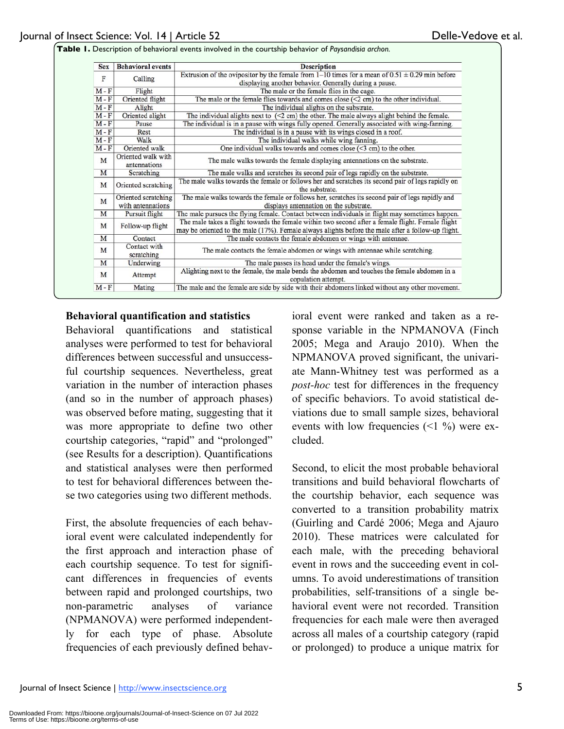**Table 1.** Description of behavioral events involved in the courtship behavior of *Paysandisia archon*.

| Sex | Behavioral events | Description |
|---|---|---|
| F | Calling | Extrusion of the ovipositor by the female from 1–10 times for a mean of 0.51 ± 0.29 min before displaying another behavior. Generally during a pause. |
| M - F | Flight | The male or the female flies in the cage. |
| M - F | Oriented flight | The male or the female flies towards and comes close (<2 cm) to the other individual. |
| M - F | Alight | The individual alights on the substrate. |
| M - F | Oriented alight | The individual alights next to (<2 cm) the other. The male always alight behind the female. |
| M - F | Pause | The individual is in a pause with wings fully opened. Generally associated with wing-fanning. |
| M - F | Rest | The individual is in a pause with its wings closed in a roof. |
| M - F | Walk | The individual walks while wing fanning. |
| M - F | Oriented walk | One individual walks towards and comes close (<3 cm) to the other. |
| M | Oriented walk with antennations | The male walks towards the female displaying antennations on the substrate. |
| M | Scratching | The male walks and scratches its second pair of legs rapidly on the substrate. |
| M | Oriented scratching | The male walks towards the female or follows her and scratches its second pair of legs rapidly on the substrate. |
| M | Oriented scratching with antennations | The male walks towards the female or follows her, scratches its second pair of legs rapidly and displays antennation on the substrate. |
| M | Pursuit flight | The male pursues the flying female. Contact between individuals in flight may sometimes happen. |
| M | Follow-up flight | The male takes a flight towards the female within two second after a female flight. Female flight may be oriented to the male (17%). Female always alights before the male after a follow-up flight. |
| M | Contact | The male contacts the female abdomen or wings with antennae. |
| M | Contact with scratching | The male contacts the female abdomen or wings with antennae while scratching. |
| M | Underwing | The male passes its head under the female's wings. |
| M | Attempt | Alighting next to the female, the male bends the abdomen and touches the female abdomen in a copulation attempt. |
| M - F | Mating | The male and the female are side by side with their abdomens linked without any other movement. |

## Behavioral quantification and statistics

Behavioral quantifications and statistical analyses were performed to test for behavioral differences between successful and unsuccessful courtship sequences. Nevertheless, great variation in the number of interaction phases (and so in the number of approach phases) was observed before mating, suggesting that it was more appropriate to define two other courtship categories, "rapid" and "prolonged" (see Results for a description). Quantifications and statistical analyses were then performed to test for behavioral differences between these two categories using two different methods.

First, the absolute frequencies of each behavioral event were calculated independently for the first approach and interaction phase of each courtship sequence. To test for significant differences in frequencies of events between rapid and prolonged courtships, two non-parametric analyses of variance (NPMANOVA) were performed independently for each type of phase. Absolute frequencies of each previously defined behavioral event were ranked and taken as a response variable in the NPMANOVA (Finch 2005; Mega and Araujo 2010). When the NPMANOVA proved significant, the univariate Mann-Whitney test was performed as a *post-hoc* test for differences in the frequency of specific behaviors. To avoid statistical deviations due to small sample sizes, behavioral events with low frequencies (<1 %) were excluded.

Second, to elicit the most probable behavioral transitions and build behavioral flowcharts of the courtship behavior, each sequence was converted to a transition probability matrix (Guirling and Cardé 2006; Mega and Ajauro 2010). These matrices were calculated for each male, with the preceding behavioral event in rows and the succeeding event in columns. To avoid underestimations of transition probabilities, self-transitions of a single behavioral event were not recorded. Transition frequencies for each male were then averaged across all males of a courtship category (rapid or prolonged) to produce a unique matrix for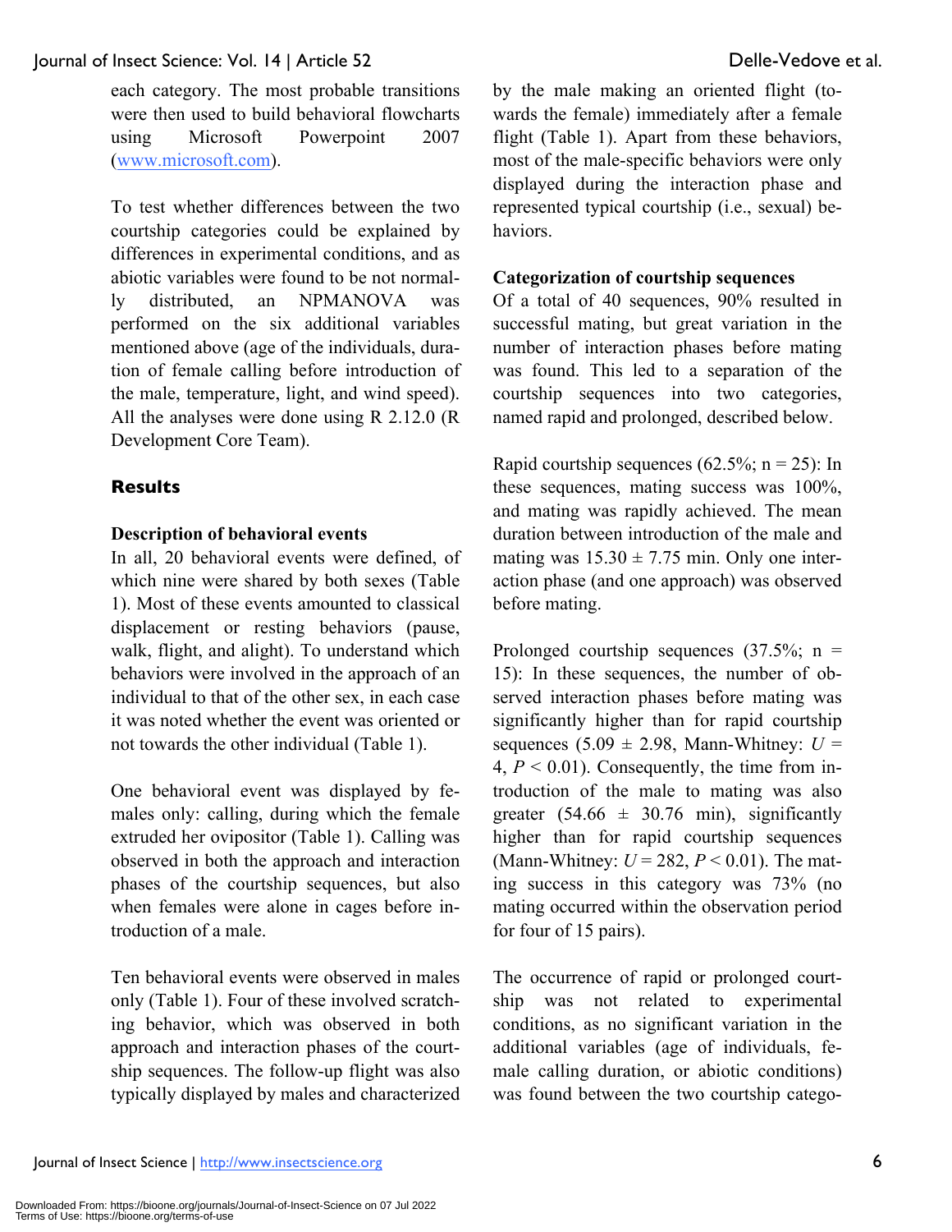each category. The most probable transitions were then used to build behavioral flowcharts using Microsoft Powerpoint 2007 (www.microsoft.com).

To test whether differences between the two courtship categories could be explained by differences in experimental conditions, and as abiotic variables were found to be not normally distributed, an NPMANOVA was performed on the six additional variables mentioned above (age of the individuals, duration of female calling before introduction of the male, temperature, light, and wind speed). All the analyses were done using R 2.12.0 (R Development Core Team).

## Results

### Description of behavioral events

In all, 20 behavioral events were defined, of which nine were shared by both sexes (Table 1). Most of these events amounted to classical displacement or resting behaviors (pause, walk, flight, and alight). To understand which behaviors were involved in the approach of an individual to that of the other sex, in each case it was noted whether the event was oriented or not towards the other individual (Table 1).

One behavioral event was displayed by females only: calling, during which the female extruded her ovipositor (Table 1). Calling was observed in both the approach and interaction phases of the courtship sequences, but also when females were alone in cages before introduction of a male.

Ten behavioral events were observed in males only (Table 1). Four of these involved scratching behavior, which was observed in both approach and interaction phases of the courtship sequences. The follow-up flight was also typically displayed by males and characterized by the male making an oriented flight (towards the female) immediately after a female flight (Table 1). Apart from these behaviors, most of the male-specific behaviors were only displayed during the interaction phase and represented typical courtship (i.e., sexual) behaviors.

### Categorization of courtship sequences

Of a total of 40 sequences, 90% resulted in successful mating, but great variation in the number of interaction phases before mating was found. This led to a separation of the courtship sequences into two categories, named rapid and prolonged, described below.

Rapid courtship sequences (62.5%; n = 25): In these sequences, mating success was 100%, and mating was rapidly achieved. The mean duration between introduction of the male and mating was 15.30 ± 7.75 min. Only one interaction phase (and one approach) was observed before mating.

Prolonged courtship sequences (37.5%; n = 15): In these sequences, the number of observed interaction phases before mating was significantly higher than for rapid courtship sequences (5.09 ± 2.98, Mann-Whitney: $U$ = 4, $P < 0.01$). Consequently, the time from introduction of the male to mating was also greater (54.66 ± 30.76 min), significantly higher than for rapid courtship sequences (Mann-Whitney: $U$ = 282, $P < 0.01$). The mating success in this category was 73% (no mating occurred within the observation period for four of 15 pairs).

The occurrence of rapid or prolonged courtship was not related to experimental conditions, as no significant variation in the additional variables (age of individuals, female calling duration, or abiotic conditions) was found between the two courtship catego-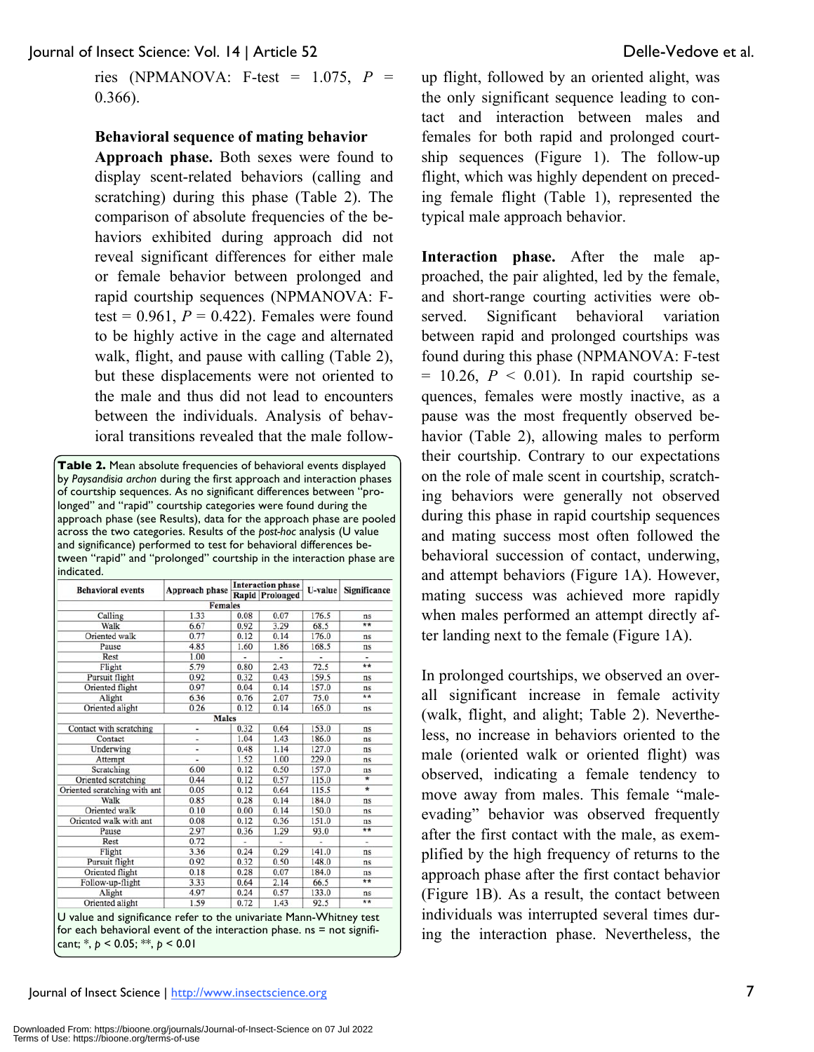ries (NPMANOVA: F-test = 1.075, $P$ = 0.366).

**Behavioral sequence of mating behavior**

**Approach phase.** Both sexes were found to display scent-related behaviors (calling and scratching) during this phase (Table 2). The comparison of absolute frequencies of the behaviors exhibited during approach did not reveal significant differences for either male or female behavior between prolonged and rapid courtship sequences (NPMANOVA: F-test = 0.961, $P$ = 0.422). Females were found to be highly active in the cage and alternated walk, flight, and pause with calling (Table 2), but these displacements were not oriented to the male and thus did not lead to encounters between the individuals. Analysis of behavioral transitions revealed that the male follow-up flight, followed by an oriented alight, was the only significant sequence leading to contact and interaction between males and females for both rapid and prolonged courtship sequences (Figure 1). The follow-up flight, which was highly dependent on preceding female flight (Table 1), represented the typical male approach behavior.

**Table 2.** Mean absolute frequencies of behavioral events displayed by *Paysandisia archon* during the first approach and interaction phases of courtship sequences. As no significant differences between "prolonged" and "rapid" courtship categories were found during the approach phase (see Results), data for the approach phase are pooled across the two categories. Results of the *post-hoc* analysis (U value and significance) performed to test for behavioral differences between "rapid" and "prolonged" courtship in the interaction phase are indicated.

| Behavioral events | Approach phase | Interaction phase | | U-value | Significance |
|---|---|---|---|---|---|
| | | Rapid | Prolonged | | |
| **Females** | | | | | |
| Calling | 1.33 | 0.08 | 0.07 | 176.5 | ns |
| Walk | 6.67 | 0.92 | 3.29 | 68.5 | ** |
| Oriented walk | 0.77 | 0.12 | 0.14 | 176.0 | ns |
| Pause | 4.85 | 1.60 | 1.86 | 168.5 | ns |
| Rest | 1.00 | - | - | - | - |
| Flight | 5.79 | 0.80 | 2.43 | 72.5 | ** |
| Pursuit flight | 0.92 | 0.32 | 0.43 | 159.5 | ns |
| Oriented flight | 0.97 | 0.04 | 0.14 | 157.0 | ns |
| Alight | 6.36 | 0.76 | 2.07 | 75.0 | ** |
| Oriented alight | 0.26 | 0.12 | 0.14 | 165.0 | ns |
| **Males** | | | | | |
| Contact with scratching | - | 0.32 | 0.64 | 153.0 | ns |
| Contact | - | 1.04 | 1.43 | 186.0 | ns |
| Underwing | - | 0.48 | 1.14 | 127.0 | ns |
| Attempt | - | 1.52 | 1.00 | 229.0 | ns |
| Scratching | 6.00 | 0.12 | 0.50 | 157.0 | ns |
| Oriented scratching | 0.44 | 0.12 | 0.57 | 115.0 | * |
| Oriented scratching with ant | 0.05 | 0.12 | 0.64 | 115.5 | * |
| Walk | 0.85 | 0.28 | 0.14 | 184.0 | ns |
| Oriented walk | 0.10 | 0.00 | 0.14 | 150.0 | ns |
| Oriented walk with ant | 0.08 | 0.12 | 0.36 | 151.0 | ns |
| Pause | 2.97 | 0.36 | 1.29 | 93.0 | ** |
| Rest | 0.72 | - | - | - | - |
| Flight | 3.36 | 0.24 | 0.29 | 141.0 | ns |
| Pursuit flight | 0.92 | 0.32 | 0.50 | 148.0 | ns |
| Oriented flight | 0.18 | 0.28 | 0.07 | 184.0 | ns |
| Follow-up-flight | 3.33 | 0.64 | 2.14 | 66.5 | ** |
| Alight | 4.97 | 0.24 | 0.57 | 133.0 | ns |
| Oriented alight | 1.59 | 0.72 | 1.43 | 92.5 | ** |

U value and significance refer to the univariate Mann-Whitney test for each behavioral event of the interaction phase. ns = not significant; *, $p < 0.05$; **, $p < 0.01$

**Interaction phase.** After the male approached, the pair alighted, led by the female, and short-range courting activities were observed. Significant behavioral variation between rapid and prolonged courtships was found during this phase (NPMANOVA: F-test = 10.26, $P < 0.01$). In rapid courtship sequences, females were mostly inactive, as a pause was the most frequently observed behavior (Table 2), allowing males to perform their courtship. Contrary to our expectations on the role of male scent in courtship, scratching behaviors were generally not observed during this phase in rapid courtship sequences and mating success most often followed the behavioral succession of contact, underwing, and attempt behaviors (Figure 1A). However, mating success was achieved more rapidly when males performed an attempt directly after landing next to the female (Figure 1A).

In prolonged courtships, we observed an overall significant increase in female activity (walk, flight, and alight; Table 2). Nevertheless, no increase in behaviors oriented to the male (oriented walk or oriented flight) was observed, indicating a female tendency to move away from males. This female "male-evading" behavior was observed frequently after the first contact with the male, as exemplified by the high frequency of returns to the approach phase after the first contact behavior (Figure 1B). As a result, the contact between individuals was interrupted several times during the interaction phase. Nevertheless, the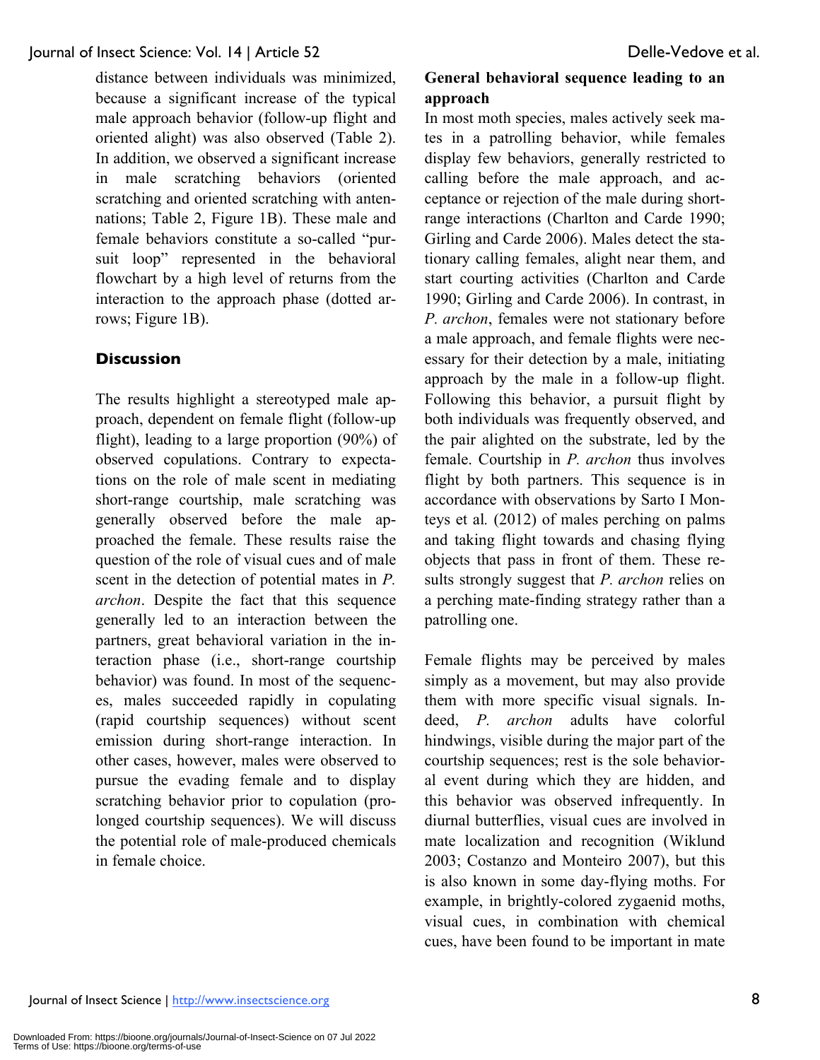distance between individuals was minimized, because a significant increase of the typical male approach behavior (follow-up flight and oriented alight) was also observed (Table 2). In addition, we observed a significant increase in male scratching behaviors (oriented scratching and oriented scratching with antennations; Table 2, Figure 1B). These male and female behaviors constitute a so-called "pursuit loop" represented in the behavioral flowchart by a high level of returns from the interaction to the approach phase (dotted arrows; Figure 1B).

## Discussion

The results highlight a stereotyped male approach, dependent on female flight (follow-up flight), leading to a large proportion (90%) of observed copulations. Contrary to expectations on the role of male scent in mediating short-range courtship, male scratching was generally observed before the male approached the female. These results raise the question of the role of visual cues and of male scent in the detection of potential mates in *P. archon*. Despite the fact that this sequence generally led to an interaction between the partners, great behavioral variation in the interaction phase (i.e., short-range courtship behavior) was found. In most of the sequences, males succeeded rapidly in copulating (rapid courtship sequences) without scent emission during short-range interaction. In other cases, however, males were observed to pursue the evading female and to display scratching behavior prior to copulation (prolonged courtship sequences). We will discuss the potential role of male-produced chemicals in female choice.

### General behavioral sequence leading to an approach

In most moth species, males actively seek mates in a patrolling behavior, while females display few behaviors, generally restricted to calling before the male approach, and acceptance or rejection of the male during short-range interactions (Charlton and Carde 1990; Girling and Carde 2006). Males detect the stationary calling females, alight near them, and start courting activities (Charlton and Carde 1990; Girling and Carde 2006). In contrast, in *P. archon*, females were not stationary before a male approach, and female flights were necessary for their detection by a male, initiating approach by the male in a follow-up flight. Following this behavior, a pursuit flight by both individuals was frequently observed, and the pair alighted on the substrate, led by the female. Courtship in *P. archon* thus involves flight by both partners. This sequence is in accordance with observations by Sarto I Monteys et al*.* (2012) of males perching on palms and taking flight towards and chasing flying objects that pass in front of them. These results strongly suggest that *P. archon* relies on a perching mate-finding strategy rather than a patrolling one.

Female flights may be perceived by males simply as a movement, but may also provide them with more specific visual signals. Indeed, *P. archon* adults have colorful hindwings, visible during the major part of the courtship sequences; rest is the sole behavioral event during which they are hidden, and this behavior was observed infrequently. In diurnal butterflies, visual cues are involved in mate localization and recognition (Wiklund 2003; Costanzo and Monteiro 2007), but this is also known in some day-flying moths. For example, in brightly-colored zygaenid moths, visual cues, in combination with chemical cues, have been found to be important in mate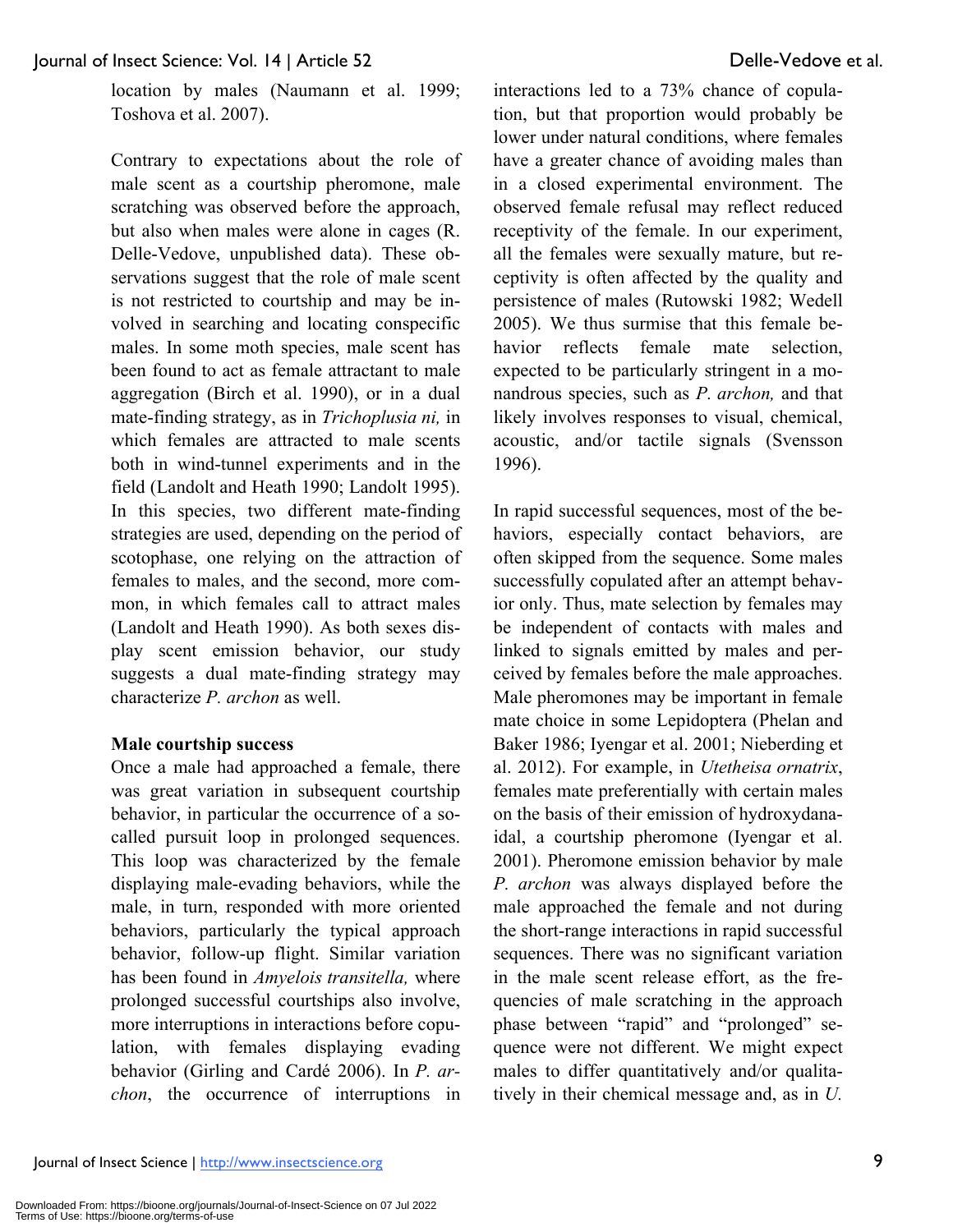location by males (Naumann et al. 1999; Toshova et al. 2007).

Contrary to expectations about the role of male scent as a courtship pheromone, male scratching was observed before the approach, but also when males were alone in cages (R. Delle-Vedove, unpublished data). These observations suggest that the role of male scent is not restricted to courtship and may be involved in searching and locating conspecific males. In some moth species, male scent has been found to act as female attractant to male aggregation (Birch et al. 1990), or in a dual mate-finding strategy, as in *Trichoplusia ni,* in which females are attracted to male scents both in wind-tunnel experiments and in the field (Landolt and Heath 1990; Landolt 1995). In this species, two different mate-finding strategies are used, depending on the period of scotophase, one relying on the attraction of females to males, and the second, more common, in which females call to attract males (Landolt and Heath 1990). As both sexes display scent emission behavior, our study suggests a dual mate-finding strategy may characterize *P. archon* as well.

**Male courtship success**

Once a male had approached a female, there was great variation in subsequent courtship behavior, in particular the occurrence of a so-called pursuit loop in prolonged sequences. This loop was characterized by the female displaying male-evading behaviors, while the male, in turn, responded with more oriented behaviors, particularly the typical approach behavior, follow-up flight. Similar variation has been found in *Amyelois transitella,* where prolonged successful courtships also involve, more interruptions in interactions before copulation, with females displaying evading behavior (Girling and Cardé 2006). In *P. archon*, the occurrence of interruptions in interactions led to a 73% chance of copulation, but that proportion would probably be lower under natural conditions, where females have a greater chance of avoiding males than in a closed experimental environment. The observed female refusal may reflect reduced receptivity of the female. In our experiment, all the females were sexually mature, but receptivity is often affected by the quality and persistence of males (Rutowski 1982; Wedell 2005). We thus surmise that this female behavior reflects female mate selection, expected to be particularly stringent in a monandrous species, such as *P. archon,* and that likely involves responses to visual, chemical, acoustic, and/or tactile signals (Svensson 1996).

In rapid successful sequences, most of the behaviors, especially contact behaviors, are often skipped from the sequence. Some males successfully copulated after an attempt behavior only. Thus, mate selection by females may be independent of contacts with males and linked to signals emitted by males and perceived by females before the male approaches. Male pheromones may be important in female mate choice in some Lepidoptera (Phelan and Baker 1986; Iyengar et al. 2001; Nieberding et al. 2012). For example, in *Utetheisa ornatrix*, females mate preferentially with certain males on the basis of their emission of hydroxydanaidal, a courtship pheromone (Iyengar et al. 2001). Pheromone emission behavior by male *P. archon* was always displayed before the male approached the female and not during the short-range interactions in rapid successful sequences. There was no significant variation in the male scent release effort, as the frequencies of male scratching in the approach phase between "rapid" and "prolonged" sequence were not different. We might expect males to differ quantitatively and/or qualitatively in their chemical message and, as in *U.*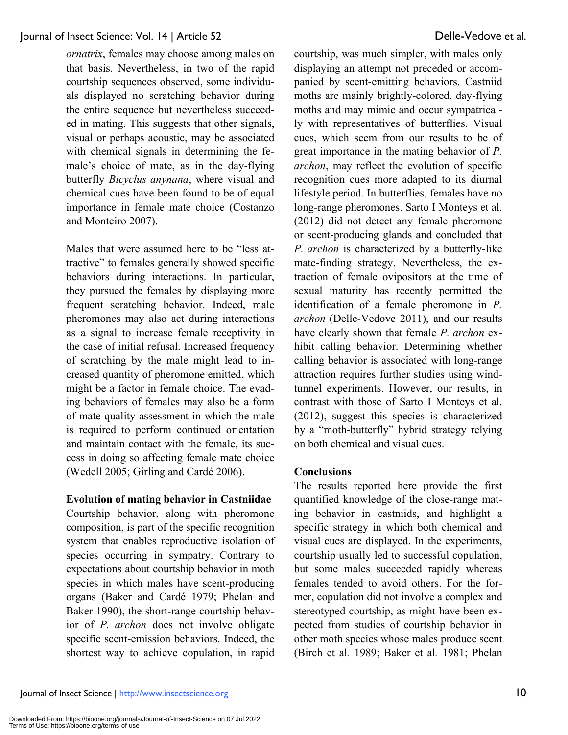*ornatrix*, females may choose among males on that basis. Nevertheless, in two of the rapid courtship sequences observed, some individuals displayed no scratching behavior during the entire sequence but nevertheless succeeded in mating. This suggests that other signals, visual or perhaps acoustic, may be associated with chemical signals in determining the female's choice of mate, as in the day-flying butterfly *Bicyclus anynana*, where visual and chemical cues have been found to be of equal importance in female mate choice (Costanzo and Monteiro 2007).

Males that were assumed here to be "less attractive" to females generally showed specific behaviors during interactions. In particular, they pursued the females by displaying more frequent scratching behavior. Indeed, male pheromones may also act during interactions as a signal to increase female receptivity in the case of initial refusal. Increased frequency of scratching by the male might lead to increased quantity of pheromone emitted, which might be a factor in female choice. The evading behaviors of females may also be a form of mate quality assessment in which the male is required to perform continued orientation and maintain contact with the female, its success in doing so affecting female mate choice (Wedell 2005; Girling and Cardé 2006).

**Evolution of mating behavior in Castniidae**

Courtship behavior, along with pheromone composition, is part of the specific recognition system that enables reproductive isolation of species occurring in sympatry. Contrary to expectations about courtship behavior in moth species in which males have scent-producing organs (Baker and Cardé 1979; Phelan and Baker 1990), the short-range courtship behavior of *P. archon* does not involve obligate specific scent-emission behaviors. Indeed, the shortest way to achieve copulation, in rapid courtship, was much simpler, with males only displaying an attempt not preceded or accompanied by scent-emitting behaviors. Castniid moths are mainly brightly-colored, day-flying moths and may mimic and occur sympatrically with representatives of butterflies. Visual cues, which seem from our results to be of great importance in the mating behavior of *P. archon*, may reflect the evolution of specific recognition cues more adapted to its diurnal lifestyle period. In butterflies, females have no long-range pheromones. Sarto I Monteys et al. (2012) did not detect any female pheromone or scent-producing glands and concluded that *P. archon* is characterized by a butterfly-like mate-finding strategy. Nevertheless, the extraction of female ovipositors at the time of sexual maturity has recently permitted the identification of a female pheromone in *P. archon* (Delle-Vedove 2011), and our results have clearly shown that female *P. archon* exhibit calling behavior. Determining whether calling behavior is associated with long-range attraction requires further studies using wind-tunnel experiments. However, our results, in contrast with those of Sarto I Monteys et al. (2012), suggest this species is characterized by a "moth-butterfly" hybrid strategy relying on both chemical and visual cues.

**Conclusions**

The results reported here provide the first quantified knowledge of the close-range mating behavior in castniids, and highlight a specific strategy in which both chemical and visual cues are displayed. In the experiments, courtship usually led to successful copulation, but some males succeeded rapidly whereas females tended to avoid others. For the former, copulation did not involve a complex and stereotyped courtship, as might have been expected from studies of courtship behavior in other moth species whose males produce scent (Birch et al*.* 1989; Baker et al*.* 1981; Phelan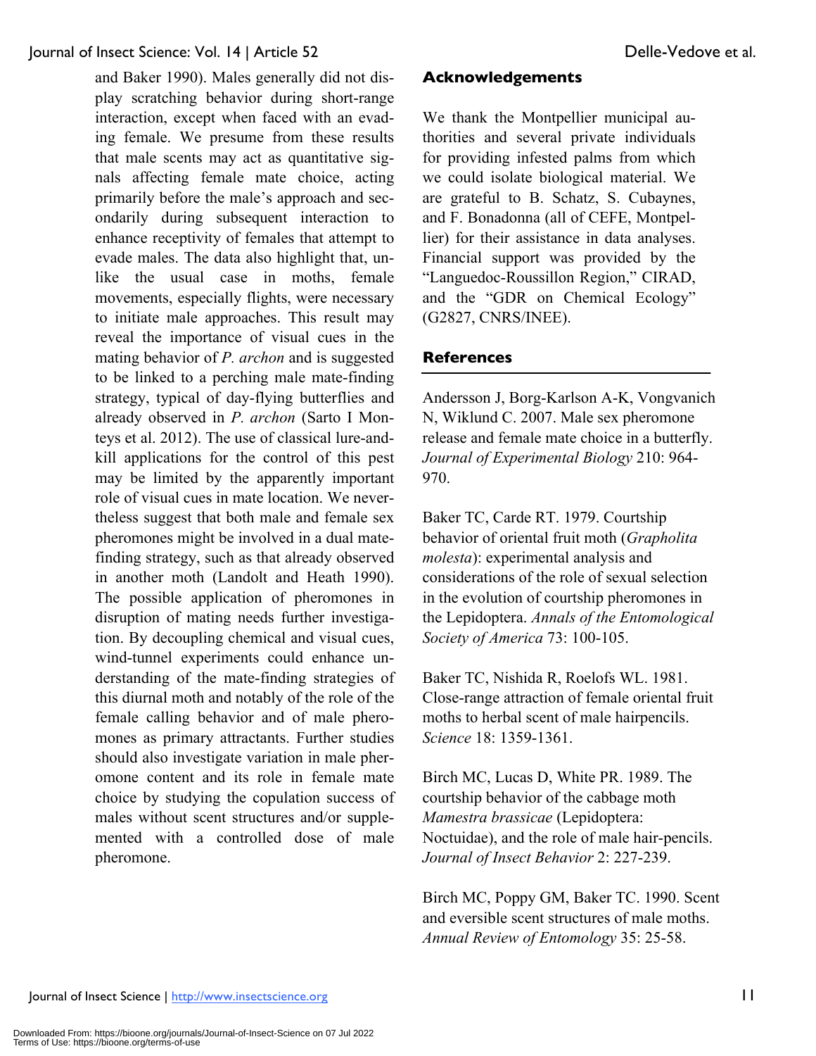and Baker 1990). Males generally did not display scratching behavior during short-range interaction, except when faced with an evading female. We presume from these results that male scents may act as quantitative signals affecting female mate choice, acting primarily before the male's approach and secondarily during subsequent interaction to enhance receptivity of females that attempt to evade males. The data also highlight that, unlike the usual case in moths, female movements, especially flights, were necessary to initiate male approaches. This result may reveal the importance of visual cues in the mating behavior of *P. archon* and is suggested to be linked to a perching male mate-finding strategy, typical of day-flying butterflies and already observed in *P. archon* (Sarto I Monteys et al. 2012). The use of classical lure-and-kill applications for the control of this pest may be limited by the apparently important role of visual cues in mate location. We nevertheless suggest that both male and female sex pheromones might be involved in a dual mate-finding strategy, such as that already observed in another moth (Landolt and Heath 1990). The possible application of pheromones in disruption of mating needs further investigation. By decoupling chemical and visual cues, wind-tunnel experiments could enhance understanding of the mate-finding strategies of this diurnal moth and notably of the role of the female calling behavior and of male pheromones as primary attractants. Further studies should also investigate variation in male pheromone content and its role in female mate choice by studying the copulation success of males without scent structures and/or supplemented with a controlled dose of male pheromone.

## Acknowledgements

We thank the Montpellier municipal authorities and several private individuals for providing infested palms from which we could isolate biological material. We are grateful to B. Schatz, S. Cubaynes, and F. Bonadonna (all of CEFE, Montpellier) for their assistance in data analyses. Financial support was provided by the "Languedoc-Roussillon Region," CIRAD, and the "GDR on Chemical Ecology" (G2827, CNRS/INEE).

## References

Andersson J, Borg-Karlson A-K, Vongvanich N, Wiklund C. 2007. Male sex pheromone release and female mate choice in a butterfly. *Journal of Experimental Biology* 210: 964-970.

Baker TC, Carde RT. 1979. Courtship behavior of oriental fruit moth (*Grapholita molesta*): experimental analysis and considerations of the role of sexual selection in the evolution of courtship pheromones in the Lepidoptera. *Annals of the Entomological Society of America* 73: 100-105.

Baker TC, Nishida R, Roelofs WL. 1981. Close-range attraction of female oriental fruit moths to herbal scent of male hairpencils. *Science* 18: 1359-1361.

Birch MC, Lucas D, White PR. 1989. The courtship behavior of the cabbage moth *Mamestra brassicae* (Lepidoptera: Noctuidae), and the role of male hair-pencils. *Journal of Insect Behavior* 2: 227-239.

Birch MC, Poppy GM, Baker TC. 1990. Scent and eversible scent structures of male moths. *Annual Review of Entomology* 35: 25-58.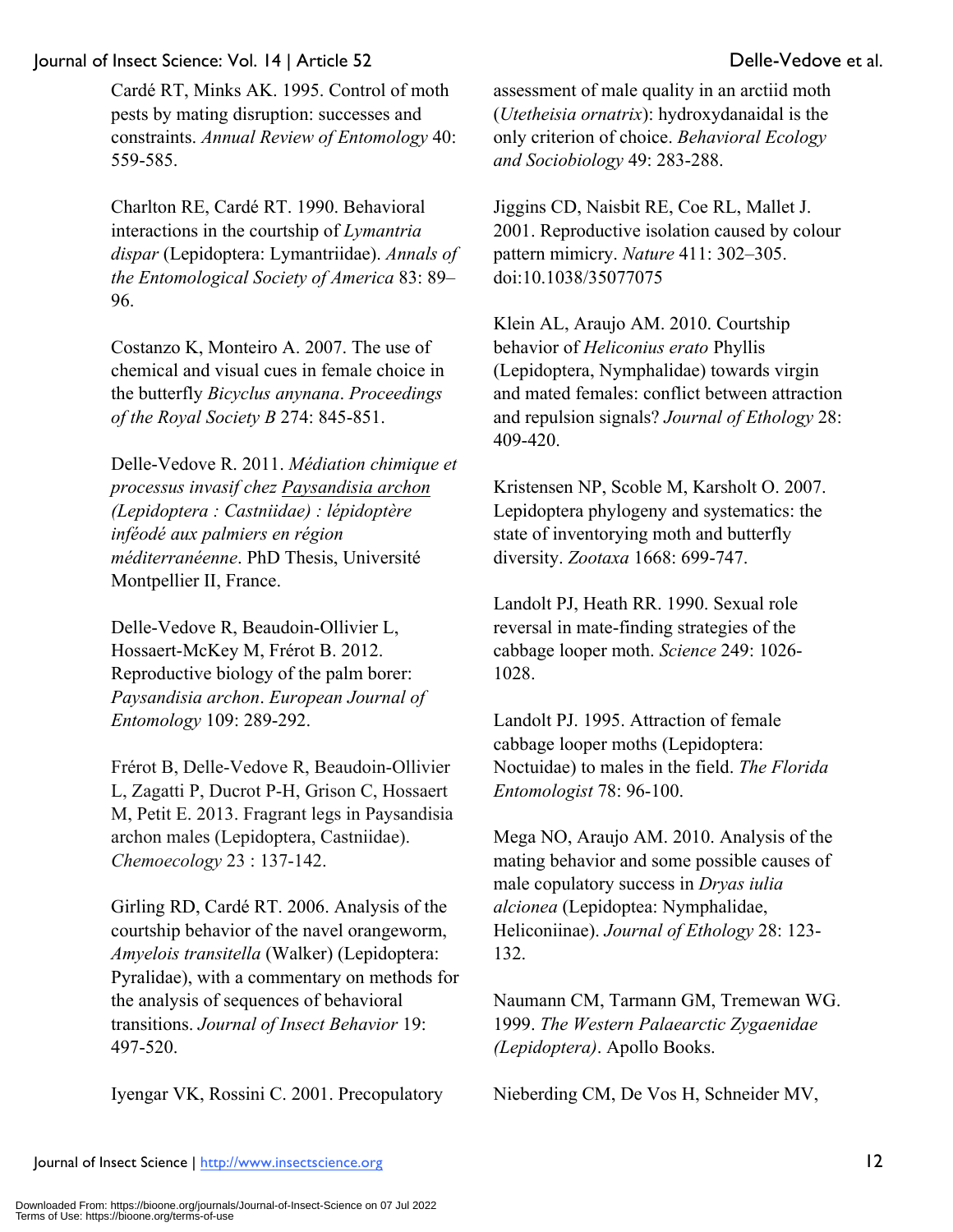Cardé RT, Minks AK. 1995. Control of moth pests by mating disruption: successes and constraints. *Annual Review of Entomology* 40: 559-585.

Charlton RE, Cardé RT. 1990. Behavioral interactions in the courtship of *Lymantria dispar* (Lepidoptera: Lymantriidae). *Annals of the Entomological Society of America* 83: 89–96.

Costanzo K, Monteiro A. 2007. The use of chemical and visual cues in female choice in the butterfly *Bicyclus anynana*. *Proceedings of the Royal Society B* 274: 845-851.

Delle-Vedove R. 2011. *Médiation chimique et processus invasif chez Paysandisia archon (Lepidoptera : Castniidae) : lépidoptère inféodé aux palmiers en région méditerranéenne*. PhD Thesis, Université Montpellier II, France.

Delle-Vedove R, Beaudoin-Ollivier L, Hossaert-McKey M, Frérot B. 2012. Reproductive biology of the palm borer: *Paysandisia archon*. *European Journal of Entomology* 109: 289-292.

Frérot B, Delle-Vedove R, Beaudoin-Ollivier L, Zagatti P, Ducrot P-H, Grison C, Hossaert M, Petit E. 2013. Fragrant legs in Paysandisia archon males (Lepidoptera, Castniidae). *Chemoecology* 23 : 137-142.

Girling RD, Cardé RT. 2006. Analysis of the courtship behavior of the navel orangeworm, *Amyelois transitella* (Walker) (Lepidoptera: Pyralidae), with a commentary on methods for the analysis of sequences of behavioral transitions. *Journal of Insect Behavior* 19: 497-520.

Iyengar VK, Rossini C. 2001. Precopulatory assessment of male quality in an arctiid moth (*Utetheisia ornatrix*): hydroxydanaidal is the only criterion of choice. *Behavioral Ecology and Sociobiology* 49: 283-288.

Jiggins CD, Naisbit RE, Coe RL, Mallet J. 2001. Reproductive isolation caused by colour pattern mimicry. *Nature* 411: 302–305. doi:10.1038/35077075

Klein AL, Araujo AM. 2010. Courtship behavior of *Heliconius erato* Phyllis (Lepidoptera, Nymphalidae) towards virgin and mated females: conflict between attraction and repulsion signals? *Journal of Ethology* 28: 409-420.

Kristensen NP, Scoble M, Karsholt O. 2007. Lepidoptera phylogeny and systematics: the state of inventorying moth and butterfly diversity. *Zootaxa* 1668: 699-747.

Landolt PJ, Heath RR. 1990. Sexual role reversal in mate-finding strategies of the cabbage looper moth. *Science* 249: 1026-1028.

Landolt PJ. 1995. Attraction of female cabbage looper moths (Lepidoptera: Noctuidae) to males in the field. *The Florida Entomologist* 78: 96-100.

Mega NO, Araujo AM. 2010. Analysis of the mating behavior and some possible causes of male copulatory success in *Dryas iulia alcionea* (Lepidoptea: Nymphalidae, Heliconiinae). *Journal of Ethology* 28: 123-132.

Naumann CM, Tarmann GM, Tremewan WG. 1999. *The Western Palaearctic Zygaenidae (Lepidoptera)*. Apollo Books.

Nieberding CM, De Vos H, Schneider MV,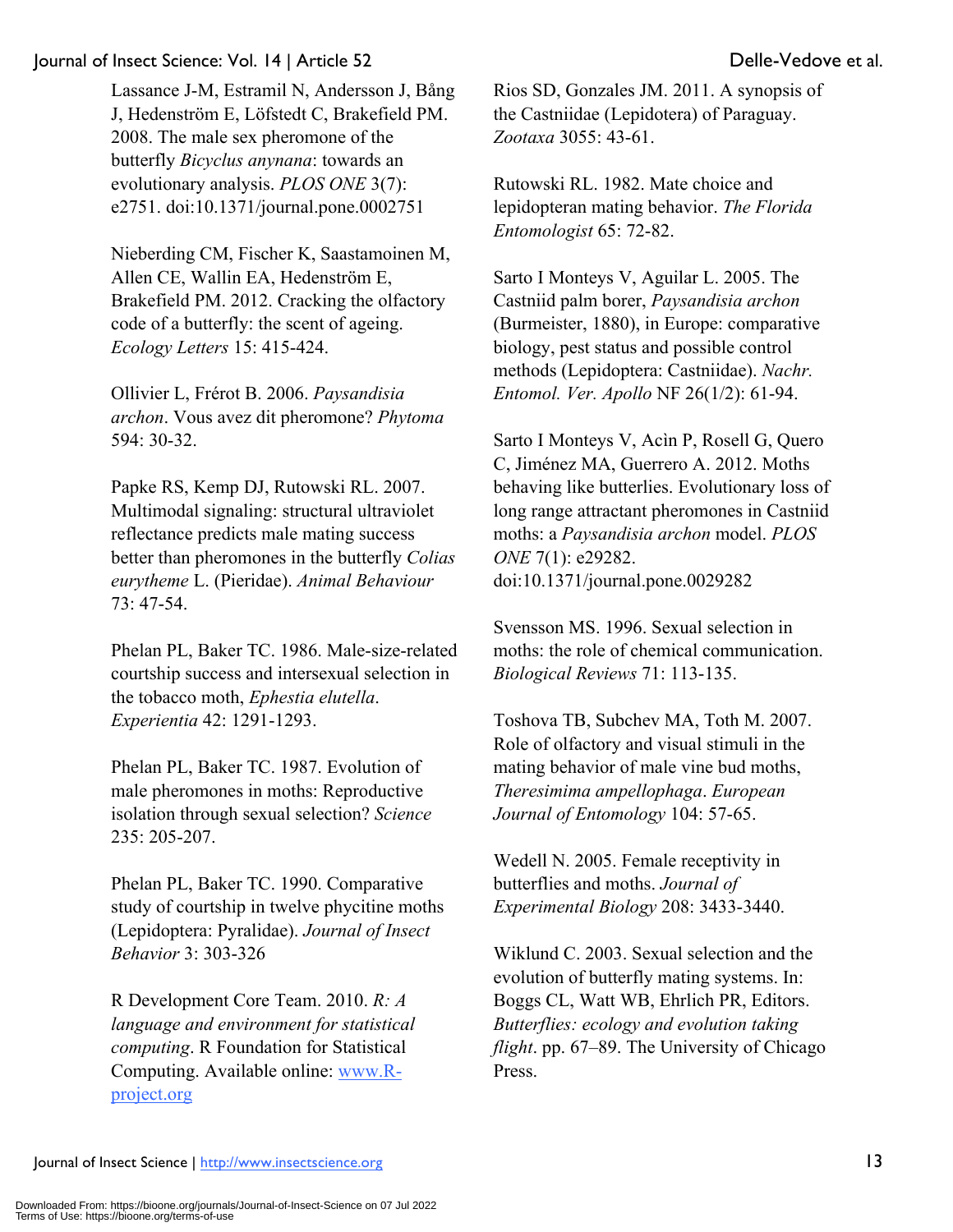Lassance J-M, Estramil N, Andersson J, Bång J, Hedenström E, Löfstedt C, Brakefield PM. 2008. The male sex pheromone of the butterfly *Bicyclus anynana*: towards an evolutionary analysis. *PLOS ONE* 3(7): e2751. doi:10.1371/journal.pone.0002751

Nieberding CM, Fischer K, Saastamoinen M, Allen CE, Wallin EA, Hedenström E, Brakefield PM. 2012. Cracking the olfactory code of a butterfly: the scent of ageing. *Ecology Letters* 15: 415-424.

Ollivier L, Frérot B. 2006. *Paysandisia archon*. Vous avez dit pheromone? *Phytoma* 594: 30-32.

Papke RS, Kemp DJ, Rutowski RL. 2007. Multimodal signaling: structural ultraviolet reflectance predicts male mating success better than pheromones in the butterfly *Colias eurytheme* L. (Pieridae). *Animal Behaviour* 73: 47-54.

Phelan PL, Baker TC. 1986. Male-size-related courtship success and intersexual selection in the tobacco moth, *Ephestia elutella*. *Experientia* 42: 1291-1293.

Phelan PL, Baker TC. 1987. Evolution of male pheromones in moths: Reproductive isolation through sexual selection? *Science* 235: 205-207.

Phelan PL, Baker TC. 1990. Comparative study of courtship in twelve phycitine moths (Lepidoptera: Pyralidae). *Journal of Insect Behavior* 3: 303-326

R Development Core Team. 2010. *R: A language and environment for statistical computing*. R Foundation for Statistical Computing. Available online: www.R-project.org

Rios SD, Gonzales JM. 2011. A synopsis of the Castniidae (Lepidotera) of Paraguay. *Zootaxa* 3055: 43-61.

Rutowski RL. 1982. Mate choice and lepidopteran mating behavior. *The Florida Entomologist* 65: 72-82.

Sarto I Monteys V, Aguilar L. 2005. The Castniid palm borer, *Paysandisia archon* (Burmeister, 1880), in Europe: comparative biology, pest status and possible control methods (Lepidoptera: Castniidae). *Nachr. Entomol. Ver. Apollo* NF 26(1/2): 61-94.

Sarto I Monteys V, Acìn P, Rosell G, Quero C, Jiménez MA, Guerrero A. 2012. Moths behaving like butterflies. Evolutionary loss of long range attractant pheromones in Castniid moths: a *Paysandisia archon* model. *PLOS ONE* 7(1): e29282. doi:10.1371/journal.pone.0029282

Svensson MS. 1996. Sexual selection in moths: the role of chemical communication. *Biological Reviews* 71: 113-135.

Toshova TB, Subchev MA, Toth M. 2007. Role of olfactory and visual stimuli in the mating behavior of male vine bud moths, *Theresimima ampellophaga*. *European Journal of Entomology* 104: 57-65.

Wedell N. 2005. Female receptivity in butterflies and moths. *Journal of Experimental Biology* 208: 3433-3440.

Wiklund C. 2003. Sexual selection and the evolution of butterfly mating systems. In: Boggs CL, Watt WB, Ehrlich PR, Editors. *Butterflies: ecology and evolution taking flight*. pp. 67–89. The University of Chicago Press.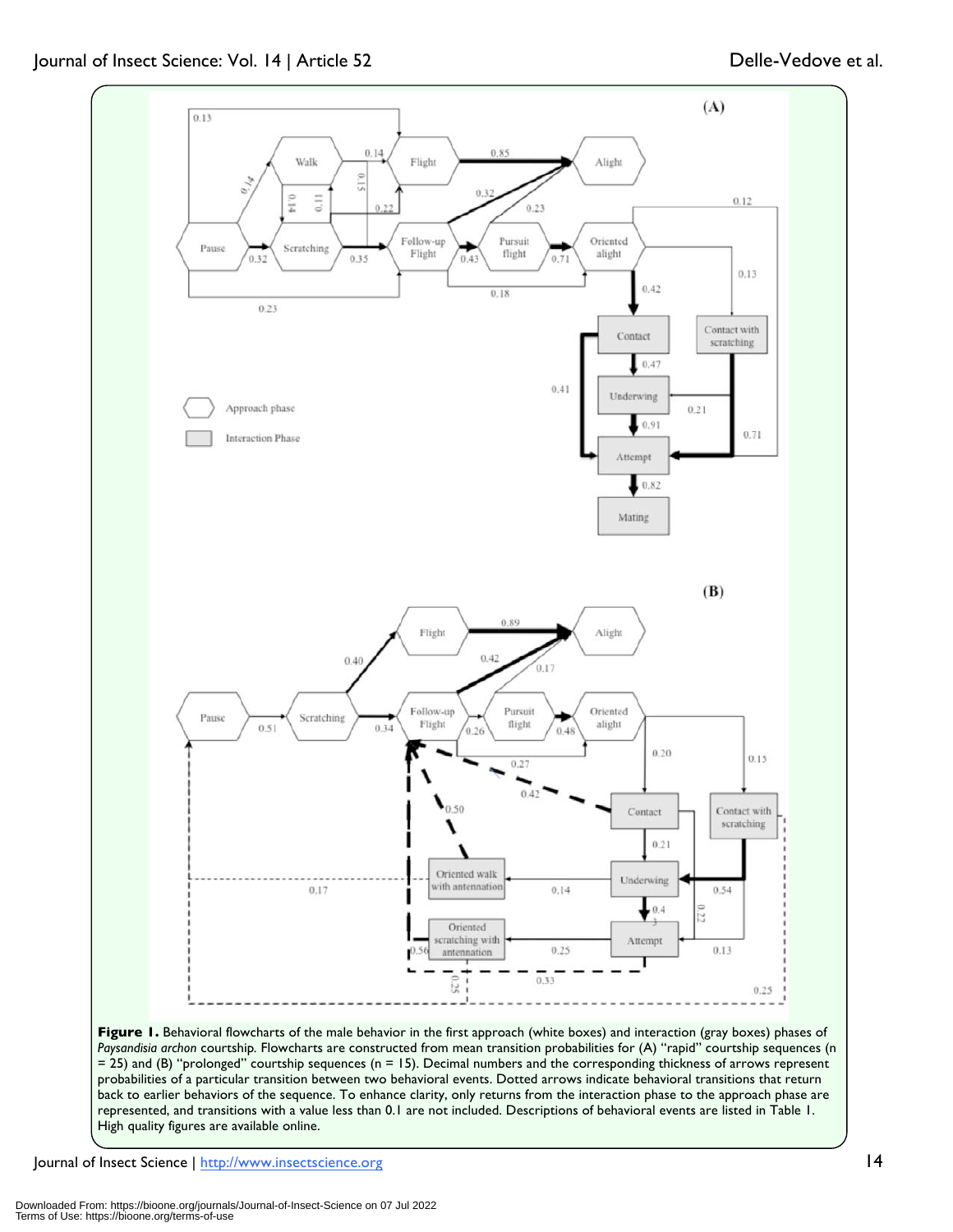(A)

0.13

Walk

0.14

Flight

0.85

Alight

0.14

0.14

0.11

0.15

0.32

0.22

0.23

0.12

Pause

Scratching

Follow-up Flight

Pursuit flight

Oriented alight

0.32

0.35

0.43

0.71

0.13

0.18

0.23

0.42

Contact

Contact with scratching

0.47

0.41

Underwing

0.21

0.91

0.71

Attempt

0.82

Mating

Approach phase

Interaction Phase

(B)

Flight

0.89

Alight

0.40

0.42

0.17

Pause

Scratching

Follow-up Flight

Pursuit flight

Oriented alight

0.51

0.34

0.26

0.48

0.20

0.15

0.27

0.42

0.50

Contact

Contact with scratching

0.21

Oriented walk with antennation

0.14

Underwing

0.54

0.17

0.43

0.22

Oriented scratching with antennation

0.25

Attempt

0.13

0.56

0.25

0.33

0.25

**Figure 1.** Behavioral flowcharts of the male behavior in the first approach (white boxes) and interaction (gray boxes) phases of *Paysandisia archon* courtship. Flowcharts are constructed from mean transition probabilities for (A) "rapid" courtship sequences (n = 25) and (B) "prolonged" courtship sequences (n = 15). Decimal numbers and the corresponding thickness of arrows represent probabilities of a particular transition between two behavioral events. Dotted arrows indicate behavioral transitions that return back to earlier behaviors of the sequence. To enhance clarity, only returns from the interaction phase to the approach phase are represented, and transitions with a value less than 0.1 are not included. Descriptions of behavioral events are listed in Table 1. High quality figures are available online.